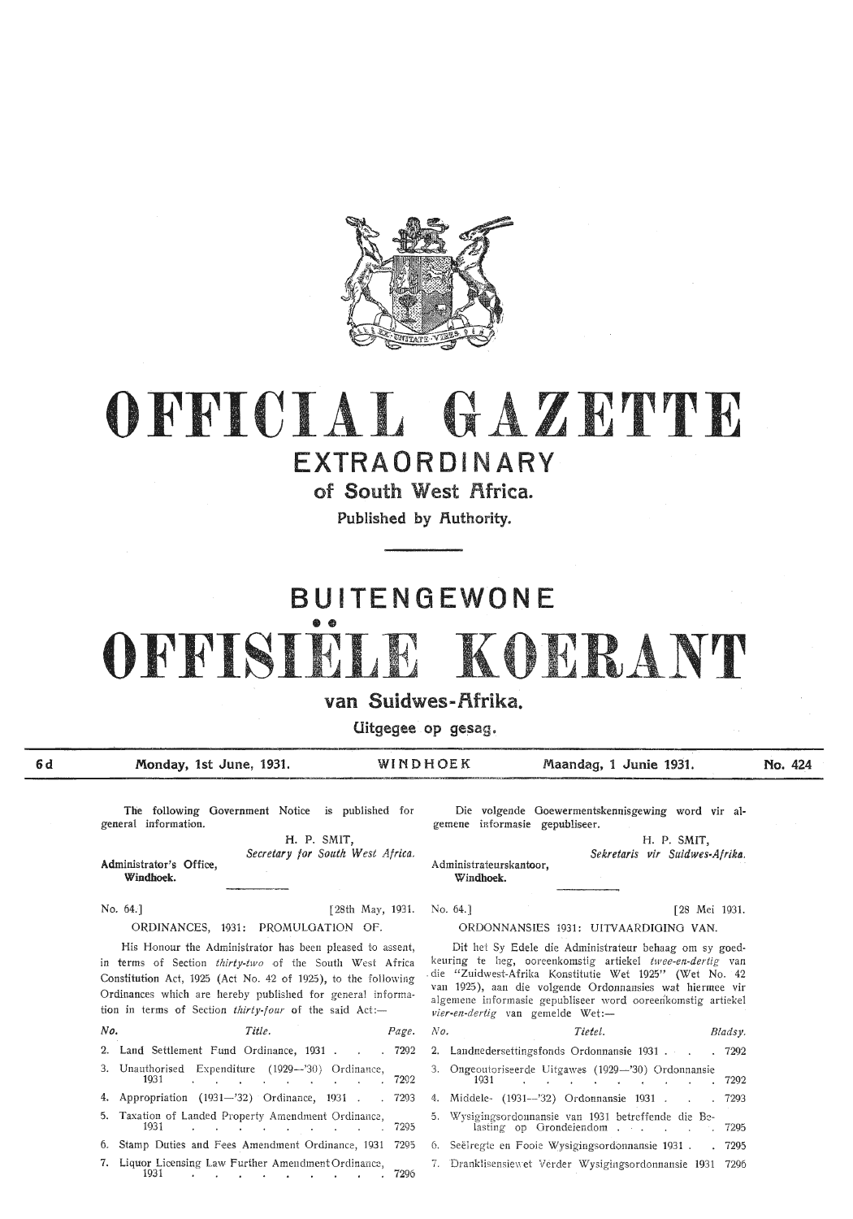# OFFICIAL GAZETTE

## EXTRAORDINARY

### of South West Africa.

Published by Authority.

# BUITENGEWONE

# OFFISIËLE KOERANT

### van Suidwes-Afrika.

Uitgegee op gesag.

| 6d | Monday, 1st June, 1931. | WINDHOEK | Maandag, 1 Junie 1931. | No. 424 |
|---|---|---|---|---|

The following Government Notice is published for general information.

H. P. SMIT,
*Secretary for South West Africa.*

Administrator's Office,
Windhoek.

No. 64.] [28th May, 1931.

ORDINANCES, 1931: PROMULGATION OF.

His Honour the Administrator has been pleased to assent, in terms of Section *thirty-two* of the South West Africa Constitution Act, 1925 (Act No. 42 of 1925), to the following Ordinances which are hereby published for general information in terms of Section *thirty-four* of the said Act:—

| No. | Title. | Page. |
|---|---|---|
| 2. | Land Settlement Fund Ordinance, 1931 | 7292 |
| 3. | Unauthorised Expenditure (1929—'30) Ordinance, 1931 | 7292 |
| 4. | Appropriation (1931—'32) Ordinance, 1931 | 7293 |
| 5. | Taxation of Landed Property Amendment Ordinance, 1931 | 7295 |
| 6. | Stamp Duties and Fees Amendment Ordinance, 1931 | 7295 |
| 7. | Liquor Licensing Law Further Amendment Ordinance, 1931 | 7296 |

Die volgende Goewermentskennisgewing word vir algemene informasie gepubliseer.

H. P. SMIT,
*Sekretaris vir Suidwes-Afrika.*

Administrateurskantoor,
Windhoek.

No. 64.] [28 Mei 1931.

ORDONNANSIES 1931: UITVAARDIGING VAN.

Dit het Sy Edele die Administrateur behaag om sy goedkeuring te heg, ooreenkomstig artiekel *twee-en-dertig* van die "Zuidwest-Afrika Konstitutie Wet 1925" (Wet No. 42 van 1925), aan die volgende Ordonnansies wat hiermee vir algemene informasie gepubliseer word ooreenkomstig artiekel *vier-en-dertig* van gemelde Wet:—

| No. | Tietel. | Bladsy. |
|---|---|---|
| 2. | Landnedersettingsfonds Ordonnansie 1931 | 7292 |
| 3. | Ongeoutoriseerde Uitgawes (1929—'30) Ordonnansie 1931 | 7292 |
| 4. | Middele- (1931—'32) Ordonnansie 1931 | 7293 |
| 5. | Wysigingsordonnansie van 1931 betreffende die Belasting op Grondeiendom | 7295 |
| 6. | Seëlregte en Fooie Wysigingsordonnansie 1931 | 7295 |
| 7. | Dranklisensiewet Verder Wysigingsordonnansie 1931 | 7296 |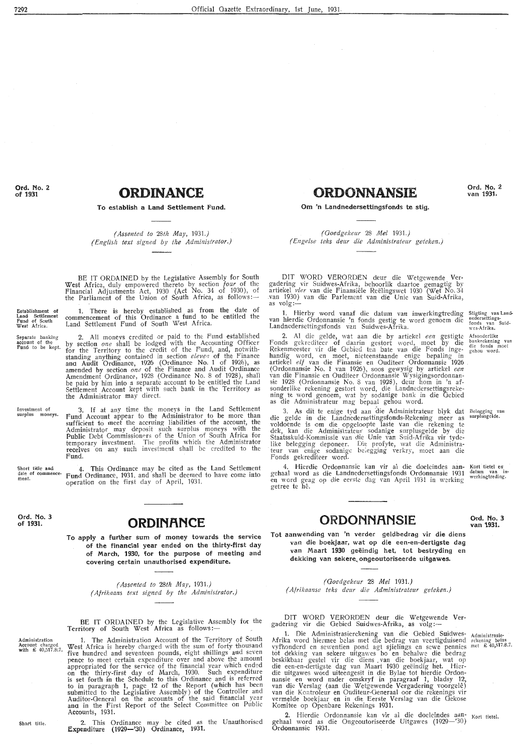Ord. No. 2 of 1931

# ORDINANCE

**To establish a Land Settlement Fund.**

*(Assented to 28th May, 1931.)*
*(English text signed by the Administrator.)*

BE IT ORDAINED by the Legislative Assembly for South West Africa, duly empowered thereto by section *four* of the Financial Adjustments Act, 1930 (Act No. 34 of 1930), of the Parliament of the Union of South Africa, as follows:—

Establishment of Land Settlement Fund of South West Africa.

1. There is hereby established as from the date of commencement of this Ordinance a fund to be entitled the Land Settlement Fund of South West Africa.

Separate banking account of the Fund to be kept.

2. All moneys credited or paid to the Fund established by section *one* shall be lodged with the Accounting Officer for the Territory to the credit of the Fund, and, notwithstanding anything contained in section *eleven* of the Finance and Audit Ordinance, 1926 (Ordinance No. 1 of 1926), as amended by section *one* of the Finance and Audit Ordinance Amendment Ordinance, 1928 (Ordinance No. 8 of 1928), shall be paid by him into a separate account to be entitled the Land Settlement Account kept with such bank in the Territory as the Administrator may direct.

Investment of surplus moneys.

3. If at any time the moneys in the Land Settlement Fund Account appear to the Administrator to be more than sufficient to meet the accruing liabilities of the account, the Administrator may deposit such surplus moneys with the Public Debt Commissioners of the Union of South Africa for temporary investment. The profits which the Administrator receives on any such investment shall be credited to the Fund.

Short title and date of commencement.

4. This Ordinance may be cited as the Land Settlement Fund Ordinance, 1931, and shall be deemed to have come into operation on the first day of April, 1931.

Ord. No. 2 van 1931.

# ORDONNANSIE

**Om 'n Landnedersettingsfonds te stig.**

*(Goedgekeur 28 Mei 1931.)*
*(Engelse teks deur die Administrateur geteken.)*

DIT WORD VERORDEN deur die Wetgewende Vergadering vir Suidwes-Afrika, behoorlik daartoe gemagtig by artiekel *vier* van die Finansiële Reëlingswet 1930 (Wet No. 34 van 1930) van die Parlement van die Unie van Suid-Afrika, as volg:—

Stigting van Landnedersettingsfonds van Suidwes-Afrika.

1. Hierby word vanaf die datum van inwerkingtreding van hierdie Ordonnansie 'n fonds gestig te word genoem die Landnedersettingsfonds van Suidwes-Afrika.

Afsonderlike bankrekening van die fonds moet gehou word.

2. Al die gelde, wat aan die by artiekel *een* gestigte Fonds gekrediteer of daarin gestort word, moet by die Rekenmeester vir die Gebied ten bate van die Fonds ingehandig word, en moet, nieteenstaande enige bepaling in artiekel *elf* van die Finansie en Ouditeer Ordonnansie 1926 (Ordonnansie No. 1 van 1926), soos gewysig by artiekel *een* van die Finansie en Ouditeer Ordonnansie Wysigingsordonnansie 1928 (Ordonnansie No. 8 van 1928), deur hom in 'n afsonderlike rekening gestort word, die Landnedersettingsrekening te word genoem, wat by sodanige bank in die Gebied as die Administrateur mag bepaal gehou word.

Belegging van surplusgelde.

3. As dit te enige tyd aan die Administrateur blyk dat die gelde in die Landnedersettingsfonds-Rekening meer as voldoende is om die opgeloopte laste van die rekening te dek, kan die Administrateur sodanige surplusgelde by die Staatsskuld-Kommissie van die Unie van Suid-Afrika vir tydelike belegging deponeer. Die profyte, wat die Administrateur van enige sodanige belegging verkry, moet aan die Fonds gekrediteer word.

Kort tietel en datum van inwerkingtreding.

4. Hierdie Ordonnansie kan vir al die doeleindes aangehaal word as die Landnedersettingsfonds Ordonnansie 1931 en word geag op die eerste dag van April 1931 in werking getree te hê.

---

Ord. No. 3 of 1931.

# ORDINANCE

**To apply a further sum of money towards the service of the financial year ended on the thirty-first day of March, 1930, for the purpose of meeting and covering certain unauthorised expenditure.**

*(Assented to 28th May, 1931.)*
*(Afrikaans text signed by the Administrator.)*

BE IT ORDAINED by the Legislative Assembly for the Territory of South West Africa as follows:—

Administration Account charged with £ 40,517.8.7.

1. The Administration Account of the Territory of South West Africa is hereby charged with the sum of forty thousand five hundred and seventeen pounds, eight shillings and seven pence to meet certain expenditure over and above the amount appropriated for the service of the financial year which ended on the thirty-first day of March, 1930. Such expenditure is set forth in the Schedule to this Ordinance and is referred to in paragraph 1, page 12 of the Report (which has been submitted to the Legislative Assembly) of the Controller and Auditor-General on the accounts of the said financial year and in the First Report of the Select Committee on Public Accounts, 1931.

Short title.

2. This Ordinance may be cited as the Unauthorised Expenditure (1929—'30) Ordinance, 1931.

Ord. No. 3 van 1931.

# ORDONNANSIE

**Tot aanwending van 'n verder geldbedrag vir die diens van die boekjaar, wat op die een-en-dertigste dag van Maart 1930 geëindig het, tot bestryding en dekking van sekere ongeoutoriseerde uitgawes.**

*(Goedgekeur 28 Mei 1931.)*
*(Afrikaanse teks deur die Administrateur geteken.)*

DIT WORD VERORDEN deur die Wetgewende Vergadering vir die Gebied Suidwes-Afrika, as volg:—

Administrasierekening belas met £ 40,517.8.7.

1. Die Administrasierekening van die Gebied Suidwes-Afrika word hiermee belas met die bedrag van veertigduisend vyfhonderd en sewentien pond agt sjielings en sewe pennies tot dekking van sekere uitgawes bo en behalwe die bedrag beskikbaar gestel vir die diens van die boekjaar, wat op die een-en-dertigste dag van Maart 1930 geëindig het. Hierdie uitgawes word uiteengesit in die Bylae tot hierdie Ordonnansie en word nader omskryf in paragraaf 1, bladsy 12, van die Verslag (aan die Wetgewende Vergadering voorgelê) van die Kontroleur en Ouditeur-Generaal oor die rekenings vir vermelde boekjaar en in die Eerste Verslag van die Gekose Komitee op Openbare Rekenings 1931.

Kort tietel.

2. Hierdie Ordonnansie kan vir al die doeleindes aangehaal word as die Ongeoutoriseerde Uitgawes (1929—'30) Ordonnansie 1931.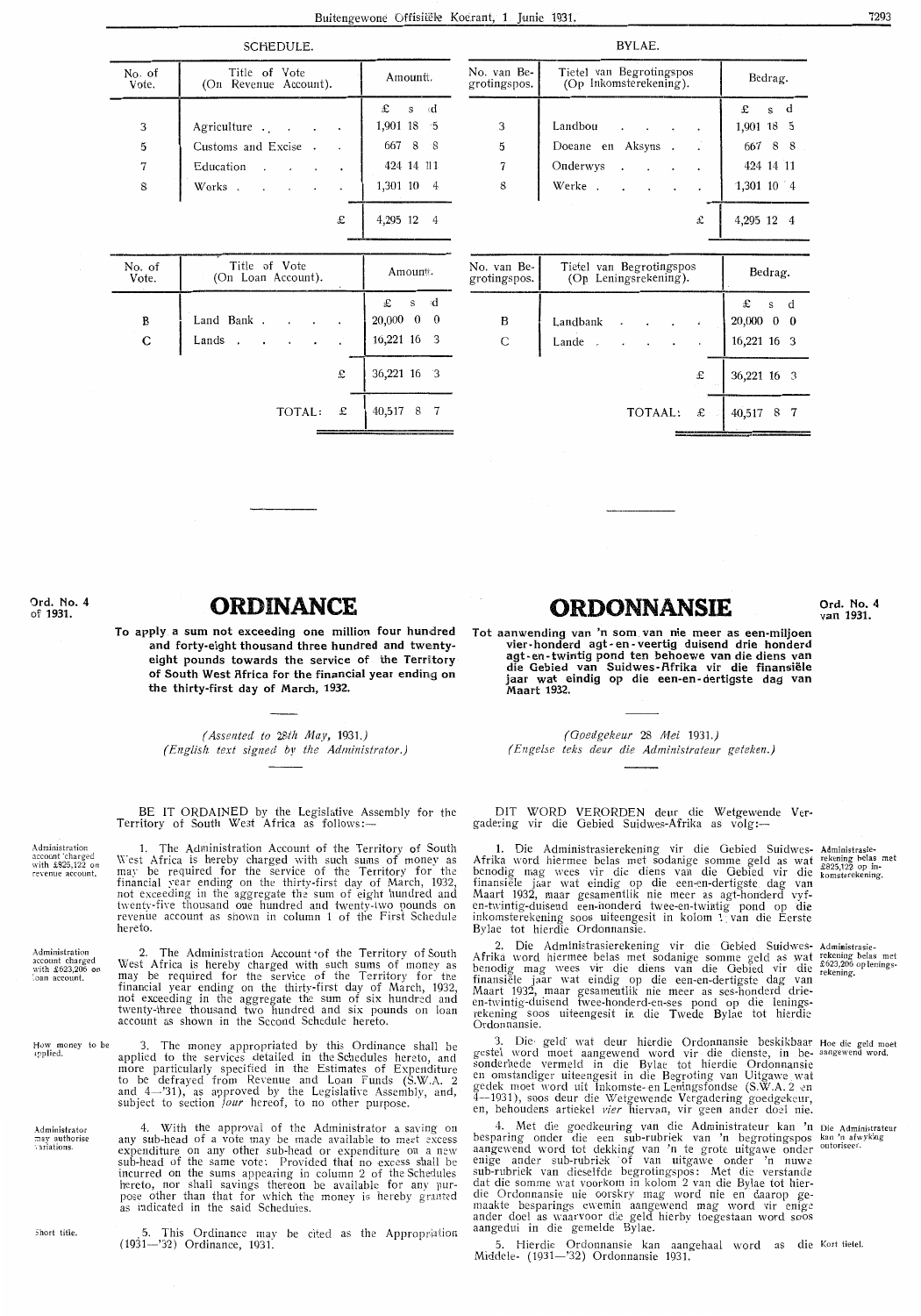SCHEDULE.

| No. of Vote. | Title of Vote (On Revenue Account). | Amount. |
|---|---|---|
| | | £ s d |
| 3 | Agriculture | 1,901 18 5 |
| 5 | Customs and Excise | 667 8 8 |
| 7 | Education | 424 14 11 |
| 8 | Works | 1,301 10 4 |
| | £ | 4,295 12 4 |

| No. of Vote. | Title of Vote (On Loan Account). | Amount. |
|---|---|---|
| | | £ s d |
| B | Land Bank | 20,000 0 0 |
| C | Lands | 16,221 16 3 |
| | £ | 36,221 16 3 |
| | TOTAL: £ | 40,517 8 7 |

BYLAE.

| No. van Begrotingspos. | Tietel van Begrotingspos (Op Inkomsterekening). | Bedrag. |
|---|---|---|
| | | £ s d |
| 3 | Landbou | 1,901 18 5 |
| 5 | Doeane en Aksyns | 667 8 8 |
| 7 | Onderwys | 424 14 11 |
| 8 | Werke | 1,301 10 4 |
| | £ | 4,295 12 4 |

| No. van Begrotingspos. | Tietel van Begrotingspos (Op Leningsrekening). | Bedrag. |
|---|---|---|
| | | £ s d |
| B | Landbank | 20,000 0 0 |
| C | Lande | 16,221 16 3 |
| | £ | 36,221 16 3 |
| | TOTAAL: £ | 40,517 8 7 |

---

Ord. No. 4 of 1931.

# ORDINANCE

**To apply a sum not exceeding one million four hundred and forty-eight thousand three hundred and twenty-eight pounds towards the service of the Territory of South West Africa for the financial year ending on the thirty-first day of March, 1932.**

*(Assented to 28th May, 1931.)*
*(English text signed by the Administrator.)*

BE IT ORDAINED by the Legislative Assembly for the Territory of South West Africa as follows:—

Administration account charged with £825,122 on revenue account.

1. The Administration Account of the Territory of South West Africa is hereby charged with such sums of money as may be required for the service of the Territory for the financial year ending on the thirty-first day of March, 1932, not exceeding in the aggregate the sum of eight hundred and twenty-five thousand one hundred and twenty-two pounds on revenue account as shown in column 1 of the First Schedule hereto.

Administration account charged with £623,206 on loan account.

2. The Administration Account of the Territory of South West Africa is hereby charged with such sums of money as may be required for the service of the Territory for the financial year ending on the thirty-first day of March, 1932, not exceeding in the aggregate the sum of six hundred and twenty-three thousand two hundred and six pounds on loan account as shown in the Second Schedule hereto.

How money to be applied.

3. The money appropriated by this Ordinance shall be applied to the services detailed in the Schedules hereto, and more particularly specified in the Estimates of Expenditure to be defrayed from Revenue and Loan Funds (S.W.A. 2 and 4—'31), as approved by the Legislative Assembly, and, subject to section *four* hereof, to no other purpose.

Administrator may authorise variations.

4. With the approval of the Administrator a saving on any sub-head of a vote may be made available to meet excess expenditure on any other sub-head or expenditure on a new sub-head of the same vote: Provided that no excess shall be incurred on the sums appearing in column 2 of the Schedules hereto, nor shall savings thereon be available for any purpose other than that for which the money is hereby granted as indicated in the said Schedules.

Short title.

5. This Ordinance may be cited as the Appropriation (1931—'32) Ordinance, 1931.

Ord. No. 4 van 1931.

# ORDONNANSIE

**Tot aanwending van 'n som van nie meer as een-miljoen vier-honderd agt-en-veertig duisend drie honderd agt-en-twintig pond ten behoewe van die diens van die Gebied van Suidwes-Afrika vir die finansiële jaar wat eindig op die een-en-dertigste dag van Maart 1932.**

*(Goedgekeur 28 Mei 1931.)*
*(Engelse teks deur die Administrateur geteken.)*

DIT WORD VERORDEN deur die Wetgewende Vergadering vir die Gebied Suidwes-Afrika as volg:—

Administrasierekening belas met £825,122 op inkomsterekening.

1. Die Administrasierekening vir die Gebied Suidwes-Afrika word hiermee belas met sodanige somme geld as wat benodig mag wees vir die diens van die Gebied vir die finansiële jaar wat eindig op die een-en-dertigste dag van Maart 1932, maar gesamentlik nie meer as agt-honderd vyf-en-twintig-duisend een-honderd twee-en-twintig pond op die inkomsterekening soos uiteengesit in kolom 1 van die Eerste Bylae tot hierdie Ordonnansie.

Administrasierekening belas met £623,206 op leningsrekening.

2. Die Administrasierekening vir die Gebied Suidwes-Afrika word hiermee belas met sodanige somme geld as wat benodig mag wees vir die diens van die Gebied vir die finansiële jaar wat eindig op die een-en-dertigste dag van Maart 1932, maar gesamentlik nie meer as ses-honderd drie-en-twintig-duisend twee-honderd-en-ses pond op die leningsrekening soos uiteengesit in die Twede Bylae tot hierdie Ordonnansie.

Hoe die geld moet aangewend word.

3. Die geld wat deur hierdie Ordonnansie beskikbaar gestel word moet aangewend word vir die dienste, in besonderhede vermeld in die Bylae tot hierdie Ordonnansie en omstandiger uiteengesit in die Begroting van Uitgawe wat gedek moet word uit Inkomste- en Leningsfondse (S.W.A. 2 en 4—1931), soos deur die Wetgewende Vergadering goedgekeur, en, behoudens artiekel *vier* hiervan, vir geen ander doel nie.

Die Administrateur kan 'n afwyking outoriseer.

4. Met die goedkeuring van die Administrateur kan 'n besparing onder die een sub-rubriek van 'n begrotingspos aangewend word tot dekking van 'n te grote uitgawe onder enige ander sub-rubriek of van uitgawe onder 'n nuwe sub-rubriek van dieselfde begrotingspos: Met die verstande dat die somme wat voorkom in kolom 2 van die Bylae tot hierdie Ordonnansie nie oorskry mag word nie en daarop gemaakte besparings ewemin aangewend mag word vir enige ander doel as waarvoor die geld hierby toegestaan word soos aangedui in die gemelde Bylae.

Kort tietel.

5. Hierdie Ordonnansie kan aangehaal word as die Middele- (1931—'32) Ordonnansie 1931.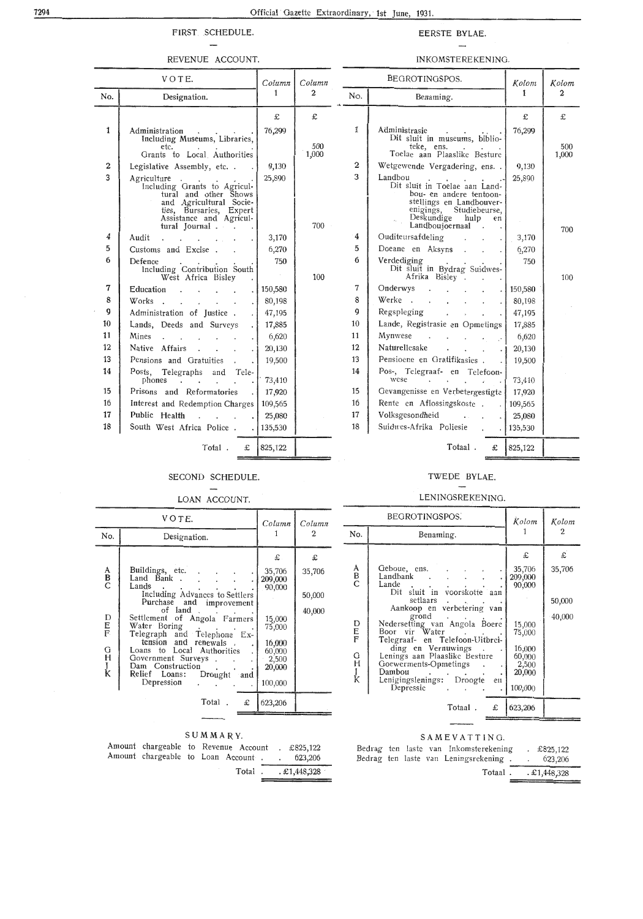## FIRST SCHEDULE.

### REVENUE ACCOUNT.

| VOTE. No. | Designation. | Column 1 | Column 2 |
|---|---|---|---|
| | | £ | £ |
| 1 | Administration | 76,299 | |
| | Including Museums, Libraries, etc. | | 500 |
| | Grants to Local Authorities | | 1,000 |
| 2 | Legislative Assembly, etc. | 9,130 | |
| 3 | Agriculture | 25,890 | |
| | Including Grants to Agricultural and other Shows and Agricultural Societies, Bursaries, Expert Assistance and Agricultural Journal | | 700 |
| 4 | Audit | 3,170 | |
| 5 | Customs and Excise | 6,270 | |
| 6 | Defence | 750 | |
| | Including Contribution South West Africa Bisley | | 100 |
| 7 | Education | 150,580 | |
| 8 | Works | 80,198 | |
| 9 | Administration of Justice | 47,195 | |
| 10 | Lands, Deeds and Surveys | 17,885 | |
| 11 | Mines | 6,620 | |
| 12 | Native Affairs | 20,130 | |
| 13 | Pensions and Gratuities | 19,500 | |
| 14 | Posts, Telegraphs and Telephones | 73,410 | |
| 15 | Prisons and Reformatories | 17,920 | |
| 16 | Interest and Redemption Charges | 109,565 | |
| 17 | Public Health | 25,080 | |
| 18 | South West Africa Police | 135,530 | |
| | Total . £ | 825,122 | |

## EERSTE BYLAE.

### INKOMSTEREKENING.

| BEGROTINGSPOS. No. | Benaming. | Kolom 1 | Kolom 2 |
|---|---|---|---|
| | | £ | £ |
| 1 | Administrasie | 76,299 | |
| | Dit sluit in museums, biblioteke, ens. | | 500 |
| | Toelae aan Plaaslike Besture | | 1,000 |
| 2 | Wetgewende Vergadering, ens. | 9,130 | |
| 3 | Landbou | 25,890 | |
| | Dit sluit in Toelae aan Landbou- en andere tentoonstellings en Landbouverenigings, Studiebeurse, Deskundige hulp en Landboujoernaal | | 700 |
| 4 | Ouditeursafdeling | 3,170 | |
| 5 | Doeane en Aksyns | 6,270 | |
| 6 | Verdediging | 750 | |
| | Dit sluit in Bydrag Suidwes-Afrika Bisley | | 100 |
| 7 | Onderwys | 150,580 | |
| 8 | Werke | 80,198 | |
| 9 | Regspleging | 47,195 | |
| 10 | Lande, Registrasie en Opmetings | 17,885 | |
| 11 | Mynwese | 6,620 | |
| 12 | Naturellesake | 20,130 | |
| 13 | Pensioene en Gratifikasies | 19,500 | |
| 14 | Pos-, Telegraaf- en Telefoonwese | 73,410 | |
| 15 | Gevangenisse en Verbetergestigte | 17,920 | |
| 16 | Rente en Aflossingskoste | 109,565 | |
| 17 | Volksgesondheid | 25,080 | |
| 18 | Suidwes-Afrika Poliesie | 135,530 | |
| | Totaal . £ | 825,122 | |

## SECOND SCHEDULE.

### LOAN ACCOUNT.

| VOTE. No. | Designation. | Column 1 | Column 2 |
|---|---|---|---|
| | | £ | £ |
| A | Buildings, etc. | 35,706 | 35,706 |
| B | Land Bank | 209,000 | |
| C | Lands | 90,000 | |
| | Including Advances to Settlers | | 50,000 |
| | Purchase and improvement of land | | 40,000 |
| D | Settlement of Angola Farmers | 15,000 | |
| E | Water Boring | 75,000 | |
| F | Telegraph and Telephone Extension and renewals | 16,000 | |
| G | Loans to Local Authorities | 60,000 | |
| H | Government Surveys | 2,500 | |
| J | Dam Construction | 20,000 | |
| K | Relief Loans: Drought and Depression | 100,000 | |
| | Total . £ | 623,206 | |

## TWEDE BYLAE.

### LENINGSREKENING.

| BEGROTINGSPOS. No. | Benaming. | Kolom 1 | Kolom 2 |
|---|---|---|---|
| | | £ | £ |
| A | Geboue, ens. | 35,706 | 35,706 |
| B | Landbank | 209,000 | |
| C | Lande | 90,000 | |
| | Dit sluit in voorskotte aan setlaars | | 50,000 |
| | Aankoop en verbetering van grond | | 40,000 |
| D | Nedersetting van Angola Boere | 15,000 | |
| E | Boor vir Water | 75,000 | |
| F | Telegraaf- en Telefoon-Uitbreiding en Vernuwings | 16,000 | |
| G | Lenings aan Plaaslike Besture | 60,000 | |
| H | Goewerments-Opmetings | 2,500 | |
| J | Dambou | 20,000 | |
| K | Lenigingslenings: Droogte en Depressie | 100,000 | |
| | Totaal . £ | 623,206 | |

### SUMMARY.

| | |
|---|---|
| Amount chargeable to Revenue Account | £825,122 |
| Amount chargeable to Loan Account | 623,206 |
| Total | £1,448,328 |

### SAMEVATTING.

| | |
|---|---|
| Bedrag ten laste van Inkomsterekening | £825,122 |
| Bedrag ten laste van Leningsrekening | 623,206 |
| Totaal | £1,448,328 |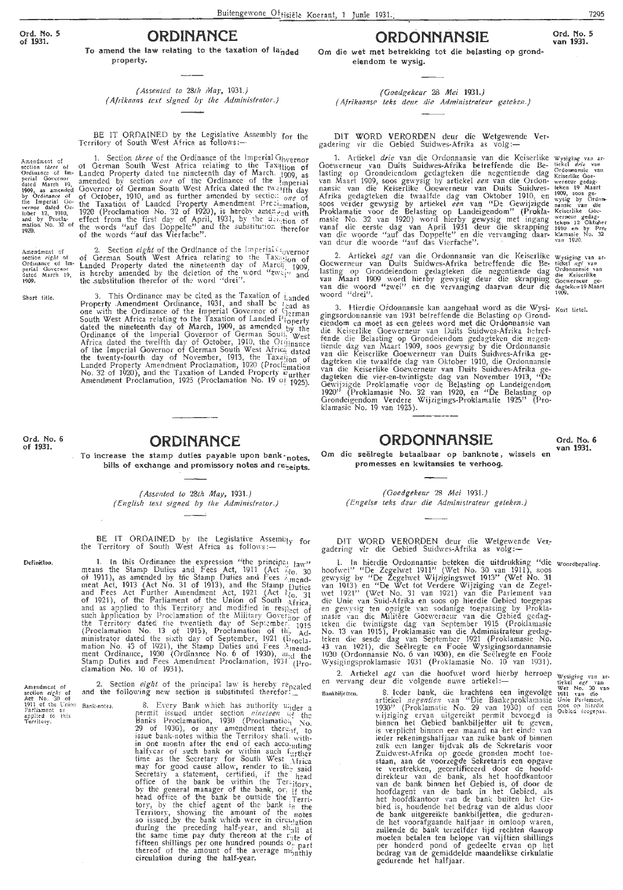Ord. No. 5 of 1931.

# ORDINANCE

**To amend the law relating to the taxation of landed property.**

*(Assented to 28th May, 1931.)*
*(Afrikaans text signed by the Administrator.)*

BE IT ORDAINED by the Legislative Assembly for the Territory of South West Africa as follows:—

Amendment of section *three* of Ordinance of Imperial Governor dated March 19, 1909, as amended by Ordinance of the Imperial Governor dated October 12, 1910, and by Proclamation No. 32 of 1920.

1. Section *three* of the Ordinance of the Imperial Governor of German South West Africa relating to the Taxation of Landed Property dated the nineteenth day of March, 1909, as amended by section *one* of the Ordinance of the Imperial Governor of German South West Africa dated the twelfth day of October, 1910, and as further amended by section *one* of the Taxation of Landed Property Amendment Proclamation, 1920 (Proclamation No. 32 of 1920), is hereby amended with effect from the first day of April, 1931, by the deletion of the words "auf das Doppelte" and the substitution therefor of the words "auf das Vierfache".

Amendment of section *eight* of Ordinance of Imperial Governor dated March 19, 1909.

2. Section *eight* of the Ordinance of the Imperial Governor of German South West Africa relating to the Taxation of Landed Property dated the nineteenth day of March, 1909, is hereby amended by the deletion of the word "zwei" and the substitution therefor of the word "drei".

Short title.

3. This Ordinance may be cited as the Taxation of Landed Property Amendment Ordinance, 1931, and shall be read as one with the Ordinance of the Imperial Governor of German South West Africa relating to the Taxation of Landed Property dated the nineteenth day of March, 1909, as amended by the Ordinance of the Imperial Governor of German South West Africa dated the twelfth day of October, 1910, the Ordinance of the Imperial Governor of German South West Africa dated the twenty-fourth day of November, 1913, the Taxation of Landed Property Amendment Proclamation, 1920 (Proclamation No. 32 of 1920), and the Taxation of Landed Property Further Amendment Proclamation, 1925 (Proclamation No. 19 of 1925).

Ord. No. 5 van 1931.

# ORDONNANSIE

**Om die wet met betrekking tot die belasting op grondeiendom te wysig.**

*(Goedgekeur 28 Mei 1931.)*
*(Afrikaanse teks deur die Administrateur geteken.)*

DIT WORD VERORDEN deur die Wetgewende Vergadering vir die Gebied Suidwes-Afrika as volg:—

Wysiging van artikel *drie* van Ordonnansie van die Keiserlike Goewerneur gedagteken 19 Maart 1909, soos gewysig by Ordonnansie van die Keiserlike Goewerneur gedagteken 12 Oktober 1910 en by Proklamasie No. 32 van 1920.

1. Artiekel *drie* van die Ordonnansie van die Keiserlike Goewerneur van Duits Suidwes-Afrika betreffende die Belasting op Grondeiendom gedagteken die negentiende dag van Maart 1909, soos gewysig by artiekel *een* van die Ordonnansie van die Keiserlike Goewerneur van Duits Suidwes-Afrika gedagteken die twaalfde dag van Oktober 1910, en soos verder gewysig by artiekel *een* van "De Gewijzigde Proklamatie voor de Belasting op Landeigendom" (Proklamasie No. 32 van 1920) word hierby gewysig met ingang vanaf die eerste dag van April 1931 deur die skrapping van die woorde "auf das Doppelte" en die vervanging daarvan deur die woorde "auf das Vierfache".

Wysiging van artiekel *agt* van Ordonnansie van die Keiserlike Goewerneur gedagteken 19 Maart 1909.

2. Artiekel *agt* van die Ordonnansie van die Keiserlike Goewerneur van Duits Suidwes-Afrika betreffende die Belasting op Grondeiendom gedagteken die negentiende dag van Maart 1909 word hierby gewysig deur die skrapping van die woord "zwei" en die vervanging daarvan deur die woord "drei".

Kort tietel.

3. Hierdie Ordonnansie kan aangehaal word as die Wysigingsordonnansie van 1931 betreffende die Belasting op Grondeiendom en moet as een gelees word met die Ordonnansie van die Keiserlike Goewerneur van Duits Suidwes-Afrika betreffende die Belasting op Grondeiendom gedagteken die negentiende dag van Maart 1909, soos gewysig by die Ordonnansie van die Keiserlike Goewerneur van Duits Suidwes-Afrika gedagteken die twaalfde dag van Oktober 1910, die Ordonnansie van die Keiserlike Goewerneur van Duits Suidwes-Afrika gedagteken die vier-en-twintigste dag van November 1913, "De Gewijzigde Proklamatie voor de Belasting op Landeigendom 1920" (Proklamasie No. 32 van 1920, en "De Belasting op Grondeigendom Verdere Wijzigings-Proklamatie 1925" (Proklamasie No. 19 van 1925).

---

Ord. No. 6 of 1931.

# ORDINANCE

**To increase the stamp duties payable upon bank-notes, bills of exchange and promissory notes and receipts.**

*(Assented to 28th May, 1931.)*
*(English text signed by the Administrator.)*

BE IT ORDAINED by the Legislative Assembly for the Territory of South West Africa as follows:—

Definition.

1. In this Ordinance the expression "the principal law" means the Stamp Duties and Fees Act, 1911 (Act No. 30 of 1911), as amended by the Stamp Duties and Fees Amendment Act, 1913 (Act No. 31 of 1913), and the Stamp Duties and Fees Act Further Amendment Act, 1921 (Act No. 31 of 1921), of the Parliament of the Union of South Africa, and as applied to this Territory and modified in respect of such application by Proclamation of the Military Governor of the Territory dated the twentieth day of September 1915 (Proclamation No. 13 of 1915), Proclamation of the Administrator dated the sixth day of September, 1921 (Proclamation No. 43 of 1921), the Stamp Duties and Fees Amendment Ordinance, 1930 (Ordinance No. 6 of 1930), and the Stamp Duties and Fees Amendment Proclamation, 1931 (Proclamation No. 10 of 1931).

Amendment of section *eight* of Act No. 30 of 1911 of the Union Parliament as applied to this Territory.

2. Section *eight* of the principal law is hereby repealed and the following new section is substituted therefor:—

Bank-notes.

8. Every Bank which has authority under a permit issued under section *nineteen* of the Banks Proclamation, 1930 (Proclamation No. 29 of 1930), or any amendment thereof, to issue bank-notes within the Territory shall, within one month after the end of each accounting half-year of such bank or within such further time as the Secretary for South West Africa may for good cause allow, render to the said Secretary a statement, certified, if the head office of the bank be within the Territory, by the general manager of the bank, or, if the head office of the bank be outside the Territory, by the chief agent of the bank in the Territory, showing the amount of the notes so issued by the bank which were in circulation during the preceding half-year, and shall at the same time pay duty thereon at the rate of fifteen shillings per one hundred pounds or part thereof of the amount of the average monthly circulation during the half-year.

Ord. No. 6 van 1931.

# ORDONNANSIE

**Om die seëlregte betaalbaar op banknote, wissels en promesses en kwitansies te verhoog.**

*(Goedgekeur 28 Mei 1931.)*
*(Engelse teks deur die Administrateur geteken.)*

DIT WORD VERORDEN deur die Wetgewende Vergadering vir die Gebied Suidwes-Afrika as volg:—

Woordbepaling.

1. In hierdie Ordonnansie beteken die uitdrukking "die hoofwet" "De Zegelwet 1911" (Wet No. 30 van 1911), soos gewysig by "De Zegelwet Wijzigingswet 1913" (Wet No. 31 van 1913) en "De Wet tot Verdere Wijziging van de Zegelwet 1921" (Wet No. 31 van 1921) van die Parlement van die Unie van Suid-Afrika en soos op hierdie Gebied toegepas en gewysig ten opsigte van sodanige toepassing by Proklamasie van die Militêre Goewerneur van die Gebied gedagteken die twintigste dag van September 1915 (Proklamasie No. 13 van 1915), Proklamasie van die Administrateur gedagteken die sesde dag van September 1921 (Proklamasie No. 43 van 1921), die Seëlregte en Fooie Wysigingsordonnansie 1930 (Ordonnansie No. 6 van 1930), en die Seëlregte en Fooie Wysigingsproklamasie 1931 (Proklamasie No. 10 van 1931).

Wysiging van artiekel *agt* van Wet No. 30 van 1911 van die Unie Parlement, soos op hierdie Gebied toegepas.

2. Artiekel *agt* van die hoofwet word hierby herroep en vervang deur die volgende nuwe artiekel:—

Bankbiljetten.

8. Ieder bank, die krachtens een ingevolge artiekel *negentien* van "Die Bankeproklamasie 1930" (Proklamatie No. 29 van 1930) of een wijziging ervan uitgereikt permit bevoegd is binnen het Gebied bankbiljetter uit te geven, is verplicht binnen een maand na het einde van ieder rekeningshalfjaar van zulke bank of binnen zulk een langer tijdvak als de Sekretaris voor Zuidwest-Afrika op goede gronden mocht toestaan, aan de voorzegde Sekretaris een opgave te verstrekken, gecertificeerd door de hoofddirekteur van de bank, als het hoofdkantoor van de bank binnen het Gebied is, of door de hoofdagent van de bank in het Gebied, als het hoofdkantoor van de bank buiten het Gebied is, houdende het bedrag van de aldus door de bank uitgereikte bankbiljetten, die gedurende het voorafgaande halfjaar in omloop waren, zullende de bank terzelfder tijd rechten daarop moeten betalen ten belope van vijftien shillings per honderd pond of gedeelte ervan op het bedrag van de gemiddelde maandelikse cirkulatie gedurende het halfjaar.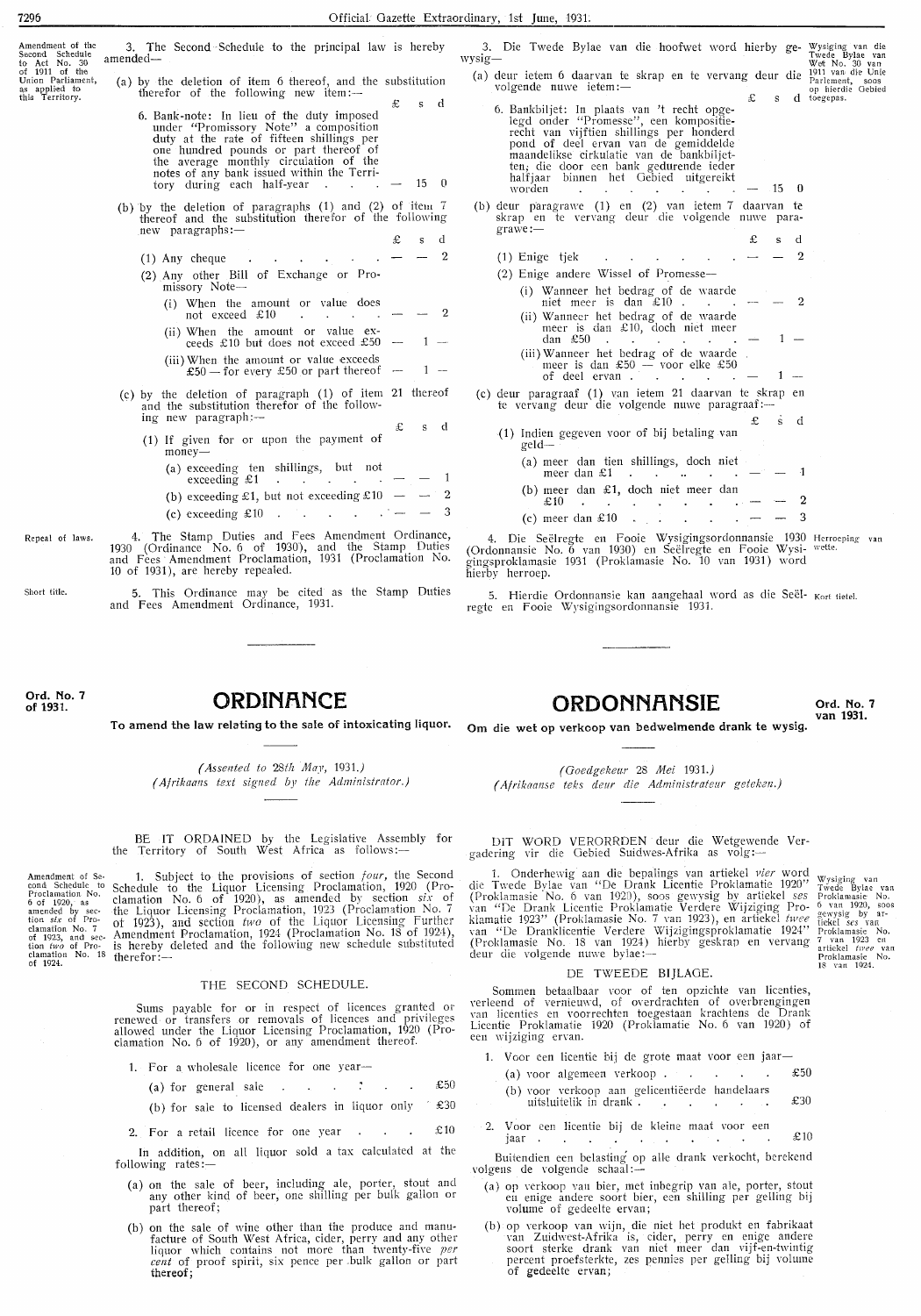Amendment of the Second Schedule to Act No. 30 of 1911 of the Union Parliament, as applied to this Territory.

3. The Second Schedule to the principal law is hereby amended—

(a) by the deletion of item 6 thereof, and the substitution therefor of the following new item:—

| | £ | s | d |
|---|---|---|---|
| 6. Bank-note: In lieu of the duty imposed under "Promissory Note" a composition duty at the rate of fifteen shillings per one hundred pounds or part thereof of the average monthly circulation of the notes of any bank issued within the Territory during each half-year | — | 15 | 0 |

(b) by the deletion of paragraphs (1) and (2) of item 7 thereof and the substitution therefor of the following new paragraphs:—

| | £ | s | d |
|---|---|---|---|
| (1) Any cheque | — | — | 2 |
| (2) Any other Bill of Exchange or Promissory Note— | | | |
| (i) When the amount or value does not exceed £10 | — | — | 2 |
| (ii) When the amount or value exceeds £10 but does not exceed £50 | — | 1 | — |
| (iii) When the amount or value exceeds £50 — for every £50 or part thereof | — | 1 | — |

(c) by the deletion of paragraph (1) of item 21 thereof and the substitution therefor of the following new paragraph:—

| | £ | s | d |
|---|---|---|---|
| (1) If given for or upon the payment of money— | | | |
| (a) exceeding ten shillings, but not exceeding £1 | — | — | 1 |
| (b) exceeding £1, but not exceeding £10 | — | — | 2 |
| (c) exceeding £10 | — | — | 3 |

Repeal of laws.

4. The Stamp Duties and Fees Amendment Ordinance, 1930 (Ordinance No. 6 of 1930), and the Stamp Duties and Fees Amendment Proclamation, 1931 (Proclamation No. 10 of 1931), are hereby repealed.

Short title.

5. This Ordinance may be cited as the Stamp Duties and Fees Amendment Ordinance, 1931.

Wysiging van die Twede Bylae van Wet No. 30 van 1911 van die Unie Parlement, soos op hierdie Gebied toegepas.

3. Die Twede Bylae van die hoofwet word hierby gewysig—

(a) deur ietem 6 daarvan te skrap en te vervang deur die volgende nuwe ietem:—

| | £ | s | d |
|---|---|---|---|
| 6. Bankbiljet: In plaats van 't recht opgelegd onder "Promesse", een kompositierecht van vijftien shillings per honderd pond of deel ervan van de gemiddelde maandelikse cirkulatie van de bankbiljetten, die door een bank gedurende ieder halfjaar binnen het Gebied uitgereikt worden | — | 15 | 0 |

(b) deur paragrawe (1) en (2) van ietem 7 daarvan te skrap en te vervang deur die volgende nuwe paragrawe:—

| | £ | s | d |
|---|---|---|---|
| (1) Enige tjek | — | — | 2 |
| (2) Enige andere Wissel of Promesse— | | | |
| (i) Wanneer het bedrag of de waarde niet meer is dan £10 | — | — | 2 |
| (ii) Wanneer het bedrag of de waarde meer is dan £10, doch niet meer dan £50 | — | 1 | — |
| (iii) Wanneer het bedrag of de waarde meer is dan £50 — voor elke £50 of deel ervan | — | 1 | — |

(c) deur paragraaf (1) van ietem 21 daarvan te skrap en te vervang deur die volgende nuwe paragraaf:—

| | £ | s | d |
|---|---|---|---|
| (1) Indien gegeven voor of bij betaling van geld— | | | |
| (a) meer dan tien shillings, doch niet meer dan £1 | — | — | 1 |
| (b) meer dan £1, doch niet meer dan £10 | — | — | 2 |
| (c) meer dan £10 | — | — | 3 |

Herroeping van wette.

4. Die Seëlregte en Fooie Wysigingsordonnansie 1930 (Ordonnansie No. 6 van 1930) en Seëlregte en Fooie Wysigingsproklamasie 1931 (Proklamasie No. 10 van 1931) word hierby herroep.

Kort tietel.

5. Hierdie Ordonnansie kan aangehaal word as die Seëlregte en Fooie Wysigingsordonnansie 1931.

---

Ord. No. 7 of 1931.

# ORDINANCE

**To amend the law relating to the sale of intoxicating liquor.**

*(Assented to 28th May, 1931.)*
*(Afrikaans text signed by the Administrator.)*

BE IT ORDAINED by the Legislative Assembly for the Territory of South West Africa as follows:—

Amendment of Second Schedule to Proclamation No. 6 of 1920, as amended by section *six* of Proclamation No. 7 of 1923, and section *two* of Proclamation No. 18 of 1924.

1. Subject to the provisions of section *four*, the Second Schedule to the Liquor Licensing Proclamation, 1920 (Proclamation No. 6 of 1920), as amended by section *six* of the Liquor Licensing Proclamation, 1923 (Proclamation No. 7 of 1923), and section *two* of the Liquor Licensing Further Amendment Proclamation, 1924 (Proclamation No. 18 of 1924), is hereby deleted and the following new schedule substituted therefor:—

## THE SECOND SCHEDULE.

Sums payable for or in respect of licences granted or renewed or transfers or removals of licences and privileges allowed under the Liquor Licensing Proclamation, 1920 (Proclamation No. 6 of 1920), or any amendment thereof.

1. For a wholesale licence for one year—
   (a) for general sale . . . £50
   (b) for sale to licensed dealers in liquor only £30

2. For a retail licence for one year . . . £10

In addition, on all liquor sold a tax calculated at the following rates:—

(a) on the sale of beer, including ale, porter, stout and any other kind of beer, one shilling per bulk gallon or part thereof;

(b) on the sale of wine other than the produce and manufacture of South West Africa, cider, perry and any other liquor which contains not more than twenty-five *per cent* of proof spirit, six pence per bulk gallon or part thereof;

Ord. No. 7 van 1931.

# ORDONNANSIE

**Om die wet op verkoop van bedwelmende drank te wysig.**

*(Goedgekeur 28 Mei 1931.)*
*(Afrikaanse teks deur die Administrateur geteken.)*

DIT WORD VERORRDEN deur die Wetgewende Vergadering vir die Gebied Suidwes-Afrika as volg:—

Wysiging van Twede Bylae van Proklamasie No. 6 van 1920, soos gewysig by artiekel *ses* van Proklamasie No. 7 van 1923 en artiekel *twee* van Proklamasie No. 18 van 1924.

1. Onderhewig aan die bepalings van artiekel *vier* word die Twede Bylae van "De Drank Licentie Proklamatie 1920" (Proklamasie No. 6 van 1920), soos gewysig by artiekel *ses* van "De Drank Licentie Proklamatie Verdere Wijziging Proklamatie 1923" (Proklamasie No. 7 van 1923), en artiekel *twee* van "De Dranklicentie Verdere Wijzigingsproklamatie 1924" (Proklamasie No. 18 van 1924) hierby geskrap en vervang deur die volgende nuwe bylae:—

## DE TWEEDE BIJLAGE.

Sommen betaalbaar voor of ten opzichte van licenties, verleend of vernieuwd, of overdrachten of overbrengingen van licenties en voorrechten toegestaan krachtens de Drank Licentie Proklamatie 1920 (Proklamatie No. 6 van 1920) of een wijziging ervan.

1. Voor een licentie bij de grote maat voor een jaar—
   (a) voor algemeen verkoop . . . £50
   (b) voor verkoop aan gelicentiëerde handelaars uitsluitelik in drank . . . £30

2. Voor een licentie bij de kleine maat voor een jaar . . . £10

Buitendien een belasting op alle drank verkocht, berekend volgens de volgende schaal:—

(a) op verkoop van bier, met inbegrip van ale, porter, stout en enige andere soort bier, een shilling per gelling bij volume of gedeelte ervan;

(b) op verkoop van wijn, die niet het produkt en fabrikaat van Zuidwest-Afrika is, cider, perry en enige andere soort sterke drank van niet meer dan vijf-en-twintig percent proefsterkte, zes pennies per gelling bij volume of gedeelte ervan;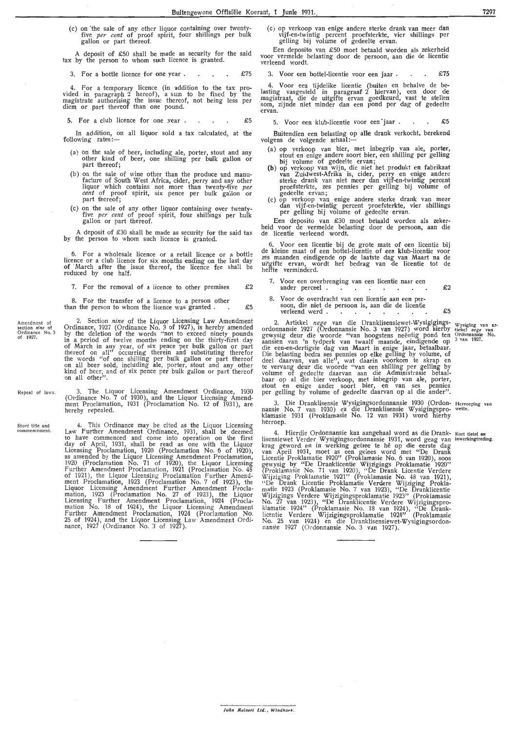(c) on the sale of any other liquor containing over twenty-five *per cent* of proof spirit, four shillings per bulk gallon or part thereof.

A deposit of £50 shall be made as security for the said tax by the person to whom such licence is granted.

3. For a bottle licence for one year . . . . £75

4. For a temporary licence (in addition to the tax provided in paragraph 2 hereof), a sum to be fixed by the magistrate authorising the issue thereof, not being less per diem or part thereof than one pound.

5. For a club licence for one year . . . . £5

In addition, on all liquor sold a tax calculated, at the following rates:—

(a) on the sale of beer, including ale, porter, stout and any other kind of beer, one shilling per bulk gallon or part thereof;

(b) on the sale of wine other than the produce and manufacture of South West Africa, cider, perry and any other liquor which contains not more than twenty-five *per cent* of proof spirit, six pence per bulk gallon or part thereof;

(c) on the sale of any other liquor containing over twenty-five *per cent* of proof spirit, four shillings per bulk gallon or part thereof.

A deposit of £30 shall be made as security for the said tax by the person to whom such licence is granted.

6. For a wholesale licence or a retail licence or a bottle licence or a club licence for six months ending on the last day of March after the issue thereof, the licence fee shall be reduced by one half.

7. For the removal of a licence to other premises £2

8. For the transfer of a licence to a person other than the person to whom the licence was granted . . £5

Amendment of section *nine* of Ordinance No. 3 of 1927.

2. Section *nine* of the Liquor Licensing Law Amendment Ordinance, 1927 (Ordinance No. 3 of 1927), is hereby amended by the deletion of the words "not to exceed ninety pounds in a period of twelve months ending on the thirty-first day of March in any year, of six pence per bulk gallon or part thereof on all" occurring therein and substituting therefor the words "of one shilling per bulk gallon or part thereof on all beer sold, including ale, porter, stout and any other kind of beer, and of six pence per bulk gallon or part thereof on all other".

Repeal of laws.

3. The Liquor Licensing Amendment Ordinance, 1930 (Ordinance No. 7 of 1930), and the Liquor Licensing Amendment Proclamation, 1931 (Proclamation No. 12 of 1931), are hereby repealed.

Short title and commencement.

4. This Ordinance may be cited as the Liquor Licensing Law Further Amendment Ordinance, 1931, shall be deemed to have commenced and come into operation on the first day of April, 1931, shall be read as one with the Liquor Licensing Proclamation, 1920 (Proclamation No. 6 of 1920), as amended by the Liquor Licensing Amendment Proclamation, 1920 (Proclamation No. 71 of 1920), the Liquor Licensing Further Amendment Proclamation, 1921 (Proclamation No. 48 of 1921), the Liquor Licensing Proclamation Further Amendment Proclamation, 1923 (Proclamation No. 7 of 1923), the Liquor Licensing Amendment Further Amendment Proclamation, 1923 (Proclamation No. 27 of 1923), the Liquor Licensing Further Amendment Proclamation, 1924 (Proclamation No. 18 of 1924), the Liquor Licensing Amendment Further Amendment Proclamation, 1924 (Proclamation No. 25 of 1924), and the Liquor Licensing Law Amendment Ordinance, 1927 (Ordinance No. 3 of 1927).

---

(c) op verkoop van enige andere sterke drank van meer dan vijf-en-twintig percent proefsterkte, vier shillings per gelling bij volume of gedeelte ervan.

Een deposito van £50 moet betaald worden als zekerheid voor vermelde belasting door de persoon, aan die de licentie verleend wordt.

3. Voor een bottel-licentie voor een jaar . . . £75

4. Voor een tijdelike licentie (buiten en behalve de belasting vasgesteld in paragraaf 2 hiervan), een door de magistraat, die de uitgifte ervan goedkeurd, vast te stellen som, zijnde niet minder dan een pond per dag of gedeelte ervan.

5. Voor een klub-licentie voor een jaar . . . £5

Buitendien een belasting op alle drank verkocht, berekend volgens de volgende schaal:—

(a) op verkoop van bier, met inbegrip van ale, porter, stout en enige andere soort bier, een shilling per gelling bij volume of gedeelte ervan;

(b) op verkoop van wijn, die niet het produkt en fabrikaat van Zuidwest-Afrika is, cider, perry en enige andere sterke drank van niet meer dan vijf-en-twintig percent proefsterkte, zes pennies per gelling bij volume of gedeelte ervan;

(c) op verkoop van enige andere sterke drank van meer dan vijf-en-twintig percent proefsterkte, vier shillings per gelling bij volume of gedeelte ervan.

Een deposito van £30 moet betaald worden als zekerheid voor de vermelde belasting door de persoon, aan die de licentie verleend wordt.

6. Voor een licentie bij de grote mate of een licentie bij de kleine maat of een bottel-licentie of een klub-licentie voor zes maanden eindigende op de laatste dag van Maart na de uitgifte ervan, wordt het bedrag van de licentie tot de helfte verminderd.

7. Voor een overbrenging van een licentie naar een ander perceel . . . . . . . . £2

8. Voor de overdracht van een licentie aan een persoon, die niet de persoon is, aan die de licentie verleend werd . . . . . . . . £5

Wysiging van artiekel *nege* van Ordonnansie No. 3 van 1927.

2. Artiekel *nege* van die Dranklisensiewet-Wysigingsordonnansie 1927 (Ordonnansie No. 3 van 1927) word hierby gewysig deur die woorde "van hoogstens neëntig pond ten aansien van 'n tydperk van twaalf maande, eindigende op die een-en-dertigste dag van Maart in enige jaar, betaalbaar. Die belasting bedra ses pennies op elke gelling by volume, of deel daarvan, van alle", wat daarin voorkom te skrap en te vervang deur die woorde "van een shilling per gelling by volume of gedeelte daarvan aan die Administrasie betaalbaar op al die bier verkoop, met inbegrip van ale, porter, stout en enige ander soort bier, en van ses pennies per gelling by volume of gedeelte daarvan op al die ander".

Herroeping van wette.

3. Die Dranklisensie Wysigingsordonnansie 1930 (Ordonnansie No. 7 van 1930) en die Dranklisensie Wysigingsproklamasie 1931 (Proklamasie No. 12 van 1931) word hierby herroep.

Kort tietel en inwerkingtreding.

4. Hierdie Ordonnansie kan aangehaal word as die Dranklisensiewet Verder Wysigingsordonnansie 1931, word geag van krag geword en in werking getree te hê op die eerste dag van April 1931, moet as een gelees word met "De Drank Licentie Proklamatie 1920" (Proklamasie No. 6 van 1920), soos gewysig by "De Dranklicentie Wijzigings Proklamatie 1920" (Proklamasie No. 71 van 1920), "De Drank Licentie Verdere Wijziging Proklamatie 1921" (Proklamasie No. 48 van 1921), "De Drank Licentie Proklamatie Verdere Wijziging Proklamatie 1923" (Proklamasie No. 7 van 1923), "De Dranklicentie Wijzigings Verdere Wijzigingsproklamatie 1923" (Proklamasie No. 27 van 1923), "De Dranklicentie Verdere Wijzigingsproklamatie 1924" (Proklamasie No. 18 van 1924), "De Dranklicentie Verdere Wijzigingsproklamatie 1924" (Proklamasie No. 25 van 1924) en die Dranklisensiewet-Wysigingsordonnansie 1927 (Ordonnansie No. 3 van 1927).

John Meinert Ltd., Windhoek.